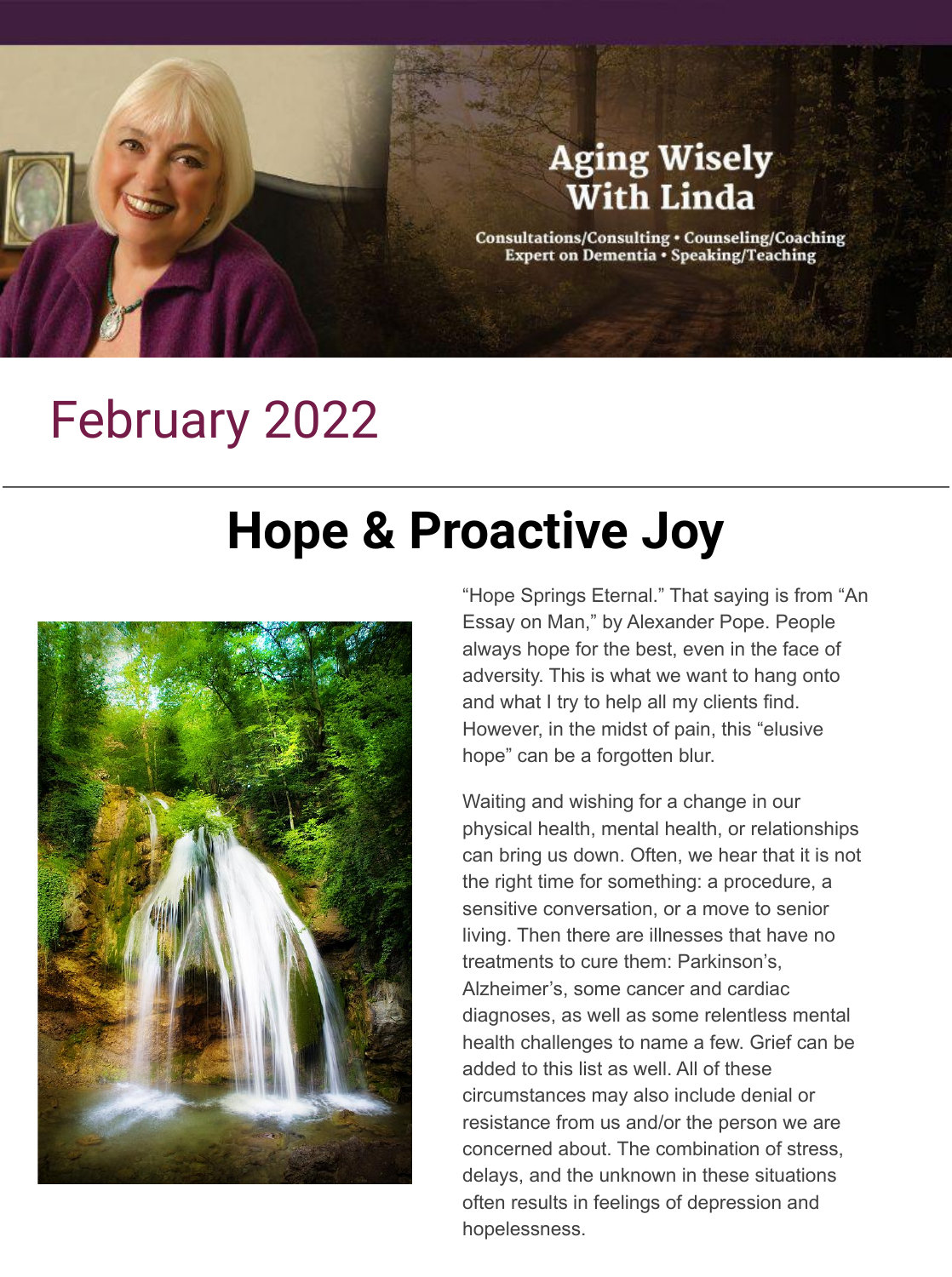Aging Wisely With Linda

Consultations/Consulting • Counseling/Coaching
Expert on Dementia • Speaking/Teaching

# February 2022

# Hope & Proactive Joy

"Hope Springs Eternal." That saying is from "An Essay on Man," by Alexander Pope. People always hope for the best, even in the face of adversity. This is what we want to hang onto and what I try to help all my clients find. However, in the midst of pain, this "elusive hope" can be a forgotten blur.

Waiting and wishing for a change in our physical health, mental health, or relationships can bring us down. Often, we hear that it is not the right time for something: a procedure, a sensitive conversation, or a move to senior living. Then there are illnesses that have no treatments to cure them: Parkinson's, Alzheimer's, some cancer and cardiac diagnoses, as well as some relentless mental health challenges to name a few. Grief can be added to this list as well. All of these circumstances may also include denial or resistance from us and/or the person we are concerned about. The combination of stress, delays, and the unknown in these situations often results in feelings of depression and hopelessness.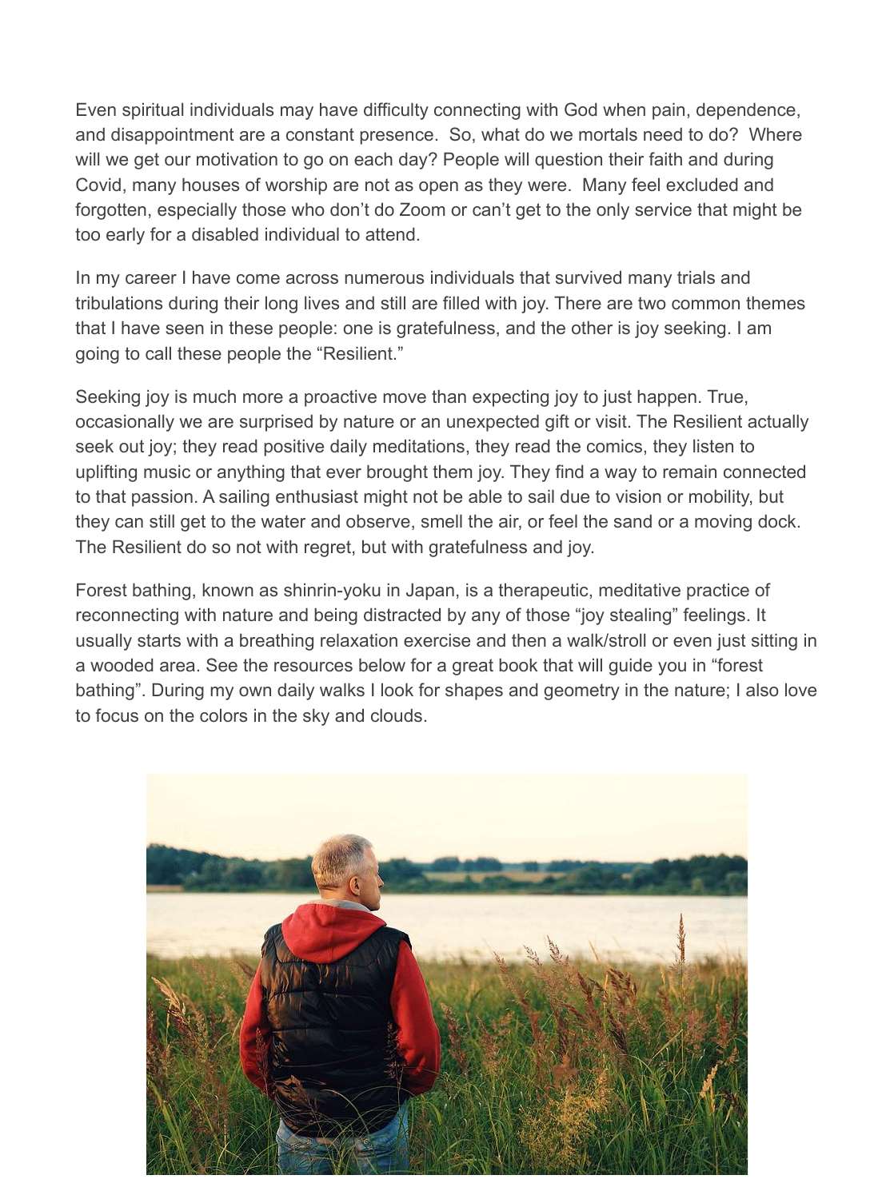Even spiritual individuals may have difficulty connecting with God when pain, dependence, and disappointment are a constant presence. So, what do we mortals need to do? Where will we get our motivation to go on each day? People will question their faith and during Covid, many houses of worship are not as open as they were. Many feel excluded and forgotten, especially those who don't do Zoom or can't get to the only service that might be too early for a disabled individual to attend.

In my career I have come across numerous individuals that survived many trials and tribulations during their long lives and still are filled with joy. There are two common themes that I have seen in these people: one is gratefulness, and the other is joy seeking. I am going to call these people the "Resilient."

Seeking joy is much more a proactive move than expecting joy to just happen. True, occasionally we are surprised by nature or an unexpected gift or visit. The Resilient actually seek out joy; they read positive daily meditations, they read the comics, they listen to uplifting music or anything that ever brought them joy. They find a way to remain connected to that passion. A sailing enthusiast might not be able to sail due to vision or mobility, but they can still get to the water and observe, smell the air, or feel the sand or a moving dock. The Resilient do so not with regret, but with gratefulness and joy.

Forest bathing, known as shinrin-yoku in Japan, is a therapeutic, meditative practice of reconnecting with nature and being distracted by any of those "joy stealing" feelings. It usually starts with a breathing relaxation exercise and then a walk/stroll or even just sitting in a wooded area. See the resources below for a great book that will guide you in "forest bathing". During my own daily walks I look for shapes and geometry in the nature; I also love to focus on the colors in the sky and clouds.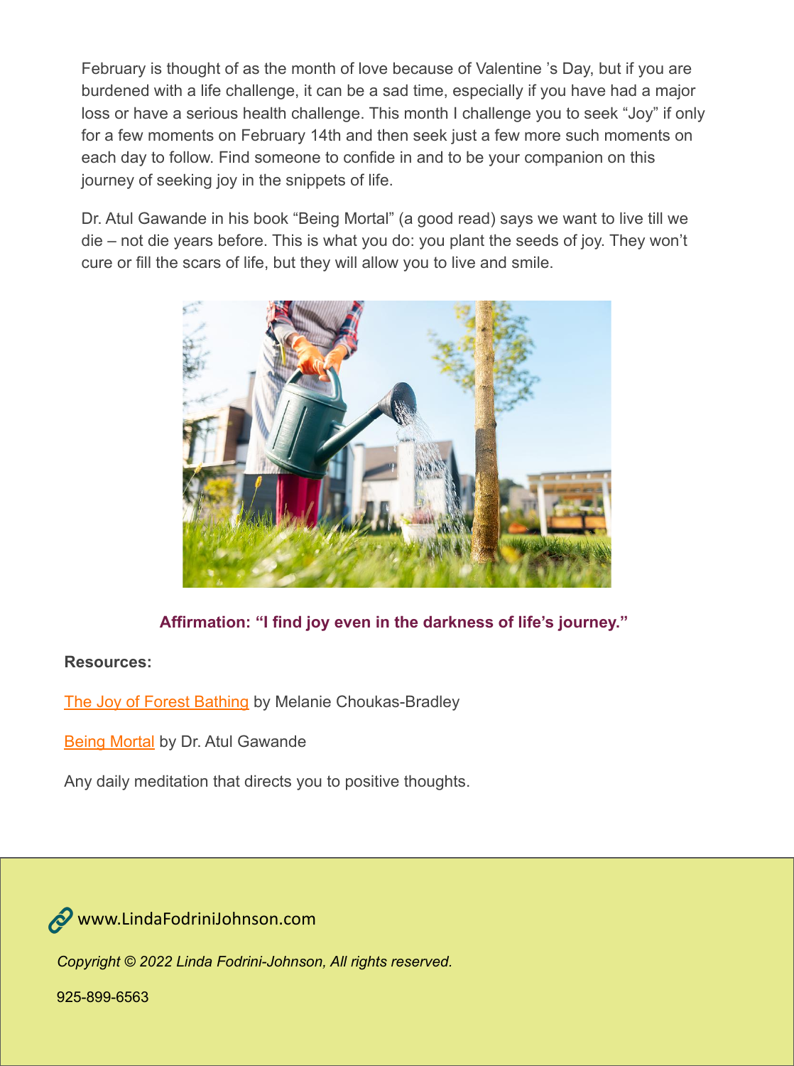February is thought of as the month of love because of Valentine 's Day, but if you are burdened with a life challenge, it can be a sad time, especially if you have had a major loss or have a serious health challenge. This month I challenge you to seek "Joy" if only for a few moments on February 14th and then seek just a few more such moments on each day to follow. Find someone to confide in and to be your companion on this journey of seeking joy in the snippets of life.

Dr. Atul Gawande in his book "Being Mortal" (a good read) says we want to live till we die – not die years before. This is what you do: you plant the seeds of joy. They won't cure or fill the scars of life, but they will allow you to live and smile.

**Affirmation: "I find joy even in the darkness of life's journey."**

**Resources:**

The Joy of Forest Bathing by Melanie Choukas-Bradley

Being Mortal by Dr. Atul Gawande

Any daily meditation that directs you to positive thoughts.

www.LindaFodriniJohnson.com

*Copyright © 2022 Linda Fodrini-Johnson, All rights reserved.*

925-899-6563